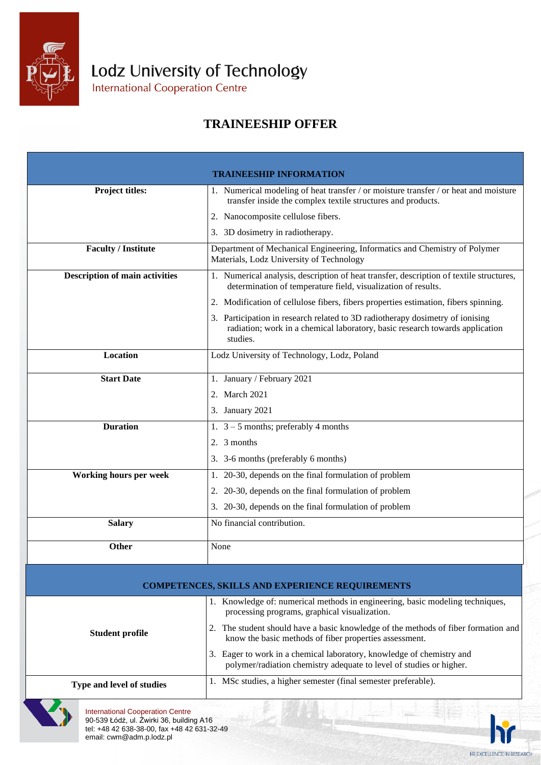Lodz University of Technology

International Cooperation Centre

# TRAINEESHIP OFFER

| TRAINEESHIP INFORMATION | |
|---|---|
| **Project titles:** | 1. Numerical modeling of heat transfer / or moisture transfer / or heat and moisture transfer inside the complex textile structures and products.<br>2. Nanocomposite cellulose fibers.<br>3. 3D dosimetry in radiotherapy. |
| **Faculty / Institute** | Department of Mechanical Engineering, Informatics and Chemistry of Polymer Materials, Lodz University of Technology |
| **Description of main activities** | 1. Numerical analysis, description of heat transfer, description of textile structures, determination of temperature field, visualization of results.<br>2. Modification of cellulose fibers, fibers properties estimation, fibers spinning.<br>3. Participation in research related to 3D radiotherapy dosimetry of ionising radiation; work in a chemical laboratory, basic research towards application studies. |
| **Location** | Lodz University of Technology, Lodz, Poland |
| **Start Date** | 1. January / February 2021<br>2. March 2021<br>3. January 2021 |
| **Duration** | 1. 3 – 5 months; preferably 4 months<br>2. 3 months<br>3. 3-6 months (preferably 6 months) |
| **Working hours per week** | 1. 20-30, depends on the final formulation of problem<br>2. 20-30, depends on the final formulation of problem<br>3. 20-30, depends on the final formulation of problem |
| **Salary** | No financial contribution. |
| **Other** | None |

| COMPETENCES, SKILLS AND EXPERIENCE REQUIREMENTS | |
|---|---|
| **Student profile** | 1. Knowledge of: numerical methods in engineering, basic modeling techniques, processing programs, graphical visualization.<br>2. The student should have a basic knowledge of the methods of fiber formation and know the basic methods of fiber properties assessment.<br>3. Eager to work in a chemical laboratory, knowledge of chemistry and polymer/radiation chemistry adequate to level of studies or higher. |
| **Type and level of studies** | 1. MSc studies, a higher semester (final semester preferable). |

International Cooperation Centre
90-539 Łódź, ul. Żwirki 36, building A16
tel: +48 42 638-38-00, fax +48 42 631-32-49
email: cwm@adm.p.lodz.pl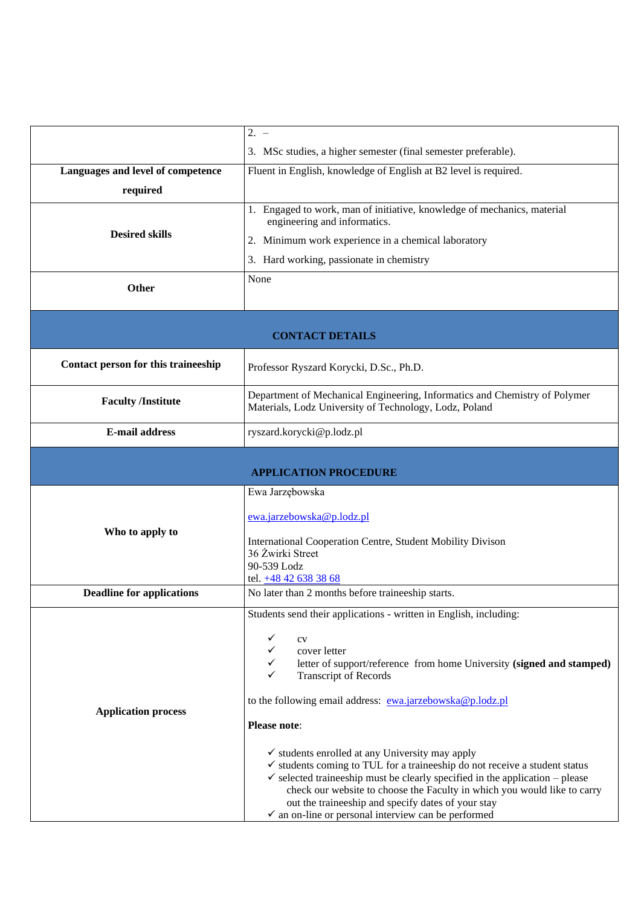| | |
|---|---|
| | 2. –<br>3. MSc studies, a higher semester (final semester preferable). |
| **Languages and level of competence required** | Fluent in English, knowledge of English at B2 level is required. |
| **Desired skills** | 1. Engaged to work, man of initiative, knowledge of mechanics, material engineering and informatics.<br>2. Minimum work experience in a chemical laboratory<br>3. Hard working, passionate in chemistry |
| **Other** | None |
| **CONTACT DETAILS** | |
| **Contact person for this traineeship** | Professor Ryszard Korycki, D.Sc., Ph.D. |
| **Faculty /Institute** | Department of Mechanical Engineering, Informatics and Chemistry of Polymer Materials, Lodz University of Technology, Lodz, Poland |
| **E-mail address** | ryszard.korycki@p.lodz.pl |
| **APPLICATION PROCEDURE** | |
| **Who to apply to** | Ewa Jarzębowska<br><br>ewa.jarzebowska@p.lodz.pl<br><br>International Cooperation Centre, Student Mobility Divison<br>36 Żwirki Street<br>90-539 Lodz<br>tel. +48 42 638 38 68 |
| **Deadline for applications** | No later than 2 months before traineeship starts. |
| **Application process** | Students send their applications - written in English, including:<br>✓ cv<br>✓ cover letter<br>✓ letter of support/reference from home University **(signed and stamped)**<br>✓ Transcript of Records<br><br>to the following email address: ewa.jarzebowska@p.lodz.pl<br><br>**Please note**:<br>✓ students enrolled at any University may apply<br>✓ students coming to TUL for a traineeship do not receive a student status<br>✓ selected traineeship must be clearly specified in the application – please check our website to choose the Faculty in which you would like to carry out the traineeship and specify dates of your stay<br>✓ an on-line or personal interview can be performed |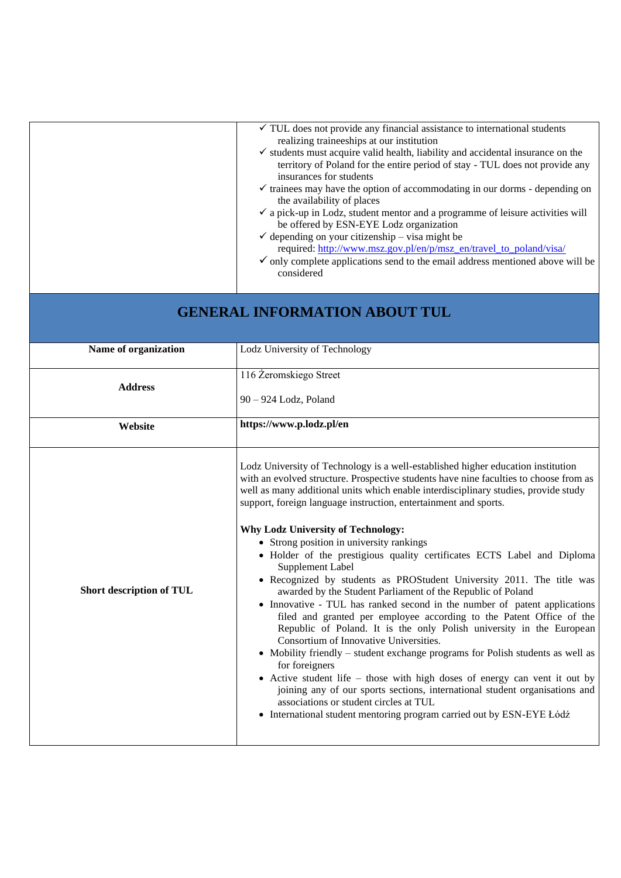| | |
|---|---|
| | ✓ TUL does not provide any financial assistance to international students realizing traineeships at our institution<br>✓ students must acquire valid health, liability and accidental insurance on the territory of Poland for the entire period of stay - TUL does not provide any insurances for students<br>✓ trainees may have the option of accommodating in our dorms - depending on the availability of places<br>✓ a pick-up in Lodz, student mentor and a programme of leisure activities will be offered by ESN-EYE Lodz organization<br>✓ depending on your citizenship – visa might be required: http://www.msz.gov.pl/en/p/msz_en/travel_to_poland/visa/<br>✓ only complete applications send to the email address mentioned above will be considered |

## GENERAL INFORMATION ABOUT TUL

| | |
|---|---|
| **Name of organization** | Lodz University of Technology |
| **Address** | 116 Żeromskiego Street<br>90 – 924 Lodz, Poland |
| **Website** | **https://www.p.lodz.pl/en** |
| **Short description of TUL** | Lodz University of Technology is a well-established higher education institution with an evolved structure. Prospective students have nine faculties to choose from as well as many additional units which enable interdisciplinary studies, provide study support, foreign language instruction, entertainment and sports.<br><br>**Why Lodz University of Technology:**<br>• Strong position in university rankings<br>• Holder of the prestigious quality certificates ECTS Label and Diploma Supplement Label<br>• Recognized by students as PROStudent University 2011. The title was awarded by the Student Parliament of the Republic of Poland<br>• Innovative - TUL has ranked second in the number of patent applications filed and granted per employee according to the Patent Office of the Republic of Poland. It is the only Polish university in the European Consortium of Innovative Universities.<br>• Mobility friendly – student exchange programs for Polish students as well as for foreigners<br>• Active student life – those with high doses of energy can vent it out by joining any of our sports sections, international student organisations and associations or student circles at TUL<br>• International student mentoring program carried out by ESN-EYE Łódź |